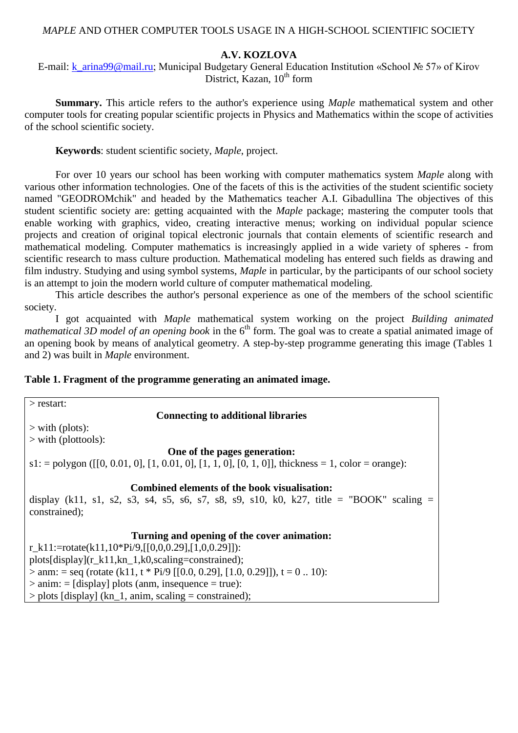# *MAPLE* AND OTHER COMPUTER TOOLS USAGE IN A HIGH-SCHOOL SCIENTIFIC SOCIETY

**A.V. KOZLOVA**

E-mail: k_arina99@mail.ru; Municipal Budgetary General Education Institution «School № 57» of Kirov District, Kazan, 10th form

**Summary.** This article refers to the author's experience using *Maple* mathematical system and other computer tools for creating popular scientific projects in Physics and Mathematics within the scope of activities of the school scientific society.

**Keywords**: student scientific society, *Maple*, project.

For over 10 years our school has been working with computer mathematics system *Maple* along with various other information technologies. One of the facets of this is the activities of the student scientific society named "GEODROMchik" and headed by the Mathematics teacher A.I. Gibadullina The objectives of this student scientific society are: getting acquainted with the *Maple* package; mastering the computer tools that enable working with graphics, video, creating interactive menus; working on individual popular science projects and creation of original topical electronic journals that contain elements of scientific research and mathematical modeling. Computer mathematics is increasingly applied in a wide variety of spheres - from scientific research to mass culture production. Mathematical modeling has entered such fields as drawing and film industry. Studying and using symbol systems, *Maple* in particular, by the participants of our school society is an attempt to join the modern world culture of computer mathematical modeling.

This article describes the author's personal experience as one of the members of the school scientific society.

I got acquainted with *Maple* mathematical system working on the project *Building animated mathematical 3D model of an opening book* in the 6th form. The goal was to create a spatial animated image of an opening book by means of analytical geometry. A step-by-step programme generating this image (Tables 1 and 2) was built in *Maple* environment.

**Table 1. Fragment of the programme generating an animated image.**

```
> restart:
                    Connecting to additional libraries
> with (plots):
> with (plottools):
                    One of the pages generation:
s1: = polygon ([[0, 0.01, 0], [1, 0.01, 0], [1, 1, 0], [0, 1, 0]], thickness = 1, color = orange):

                    Combined elements of the book visualisation:
display (k11, s1, s2, s3, s4, s5, s6, s7, s8, s9, s10, k0, k27, title = "BOOK" scaling = constrained);

                    Turning and opening of the cover animation:
r_k11:=rotate(k11,10*Pi/9,[[0,0,0.29],[1,0,0.29]]):
plots[display](r_k11,kn_1,k0,scaling=constrained);
> anm: = seq (rotate (k11, t * Pi/9 [[0.0, 0.29], [1.0, 0.29]]), t = 0 .. 10):
> anim: = [display] plots (anm, insequence = true):
> plots [display] (kn_1, anim, scaling = constrained);
```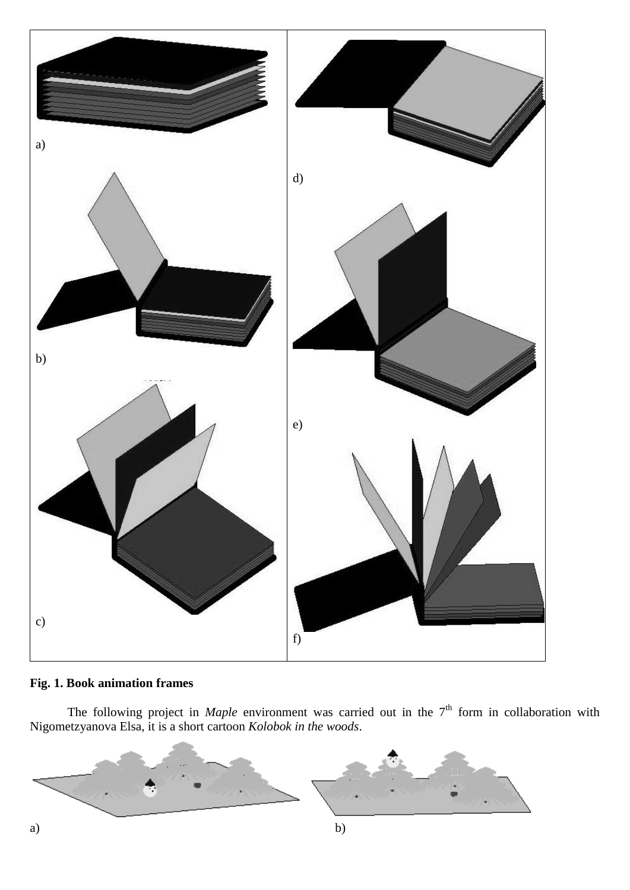a)

d)

b)

e)

c)

f)

**Fig. 1. Book animation frames**

The following project in *Maple* environment was carried out in the 7th form in collaboration with Nigometzyanova Elsa, it is a short cartoon *Kolobok in the woods*.

a) b)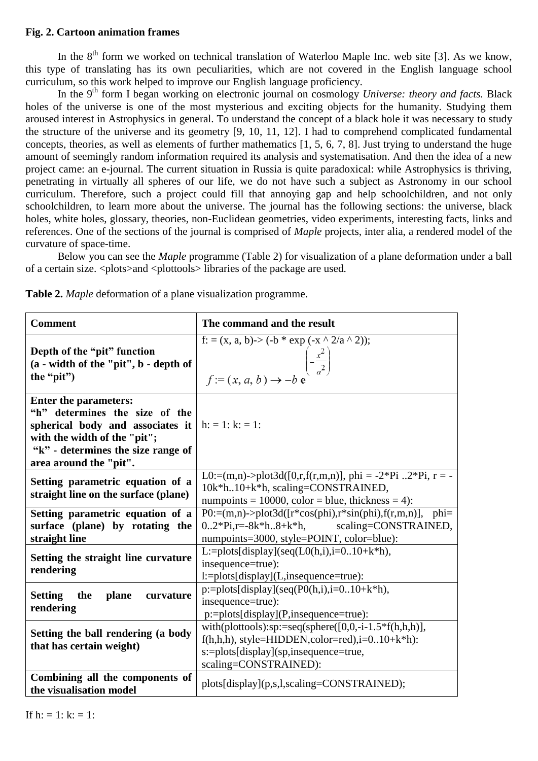**Fig. 2. Cartoon animation frames**

In the 8th form we worked on technical translation of Waterloo Maple Inc. web site [3]. As we know, this type of translating has its own peculiarities, which are not covered in the English language school curriculum, so this work helped to improve our English language proficiency.

In the 9th form I began working on electronic journal on cosmology *Universe: theory and facts.* Black holes of the universe is one of the most mysterious and exciting objects for the humanity. Studying them aroused interest in Astrophysics in general. To understand the concept of a black hole it was necessary to study the structure of the universe and its geometry [9, 10, 11, 12]. I had to comprehend complicated fundamental concepts, theories, as well as elements of further mathematics [1, 5, 6, 7, 8]. Just trying to understand the huge amount of seemingly random information required its analysis and systematisation. And then the idea of a new project came: an e-journal. The current situation in Russia is quite paradoxical: while Astrophysics is thriving, penetrating in virtually all spheres of our life, we do not have such a subject as Astronomy in our school curriculum. Therefore, such a project could fill that annoying gap and help schoolchildren, and not only schoolchildren, to learn more about the universe. The journal has the following sections: the universe, black holes, white holes, glossary, theories, non-Euclidean geometries, video experiments, interesting facts, links and references. One of the sections of the journal is comprised of *Maple* projects, inter alia, a rendered model of the curvature of space-time.

Below you can see the *Maple* programme (Table 2) for visualization of a plane deformation under a ball of a certain size. <plots>and <plottools> libraries of the package are used.

**Table 2.** *Maple* deformation of a plane visualization programme.

| Comment | The command and the result |
|---|---|
| **Depth of the "pit" function (a - width of the "pit", b - depth of the "pit")** | f: = (x, a, b)-> (-b * exp (-x ^ 2/a ^ 2)); $f := (x, a, b) \rightarrow -b\, e^{\left(-\frac{x^2}{a^2}\right)}$ |
| **Enter the parameters: "h" determines the size of the spherical body and associates it with the width of the "pit"; "k" - determines the size range of area around the "pit".** | h: = 1: k: = 1: |
| **Setting parametric equation of a straight line on the surface (plane)** | L0:=(m,n)->plot3d([0,r,f(r,m,n)], phi = -2*Pi ..2*Pi, r = -10k*h..10+k*h, scaling=CONSTRAINED, numpoints = 10000, color = blue, thickness = 4): |
| **Setting parametric equation of a surface (plane) by rotating the straight line** | P0:=(m,n)->plot3d([r*cos(phi),r*sin(phi),f(r,m,n)], phi= 0..2*Pi,r=-8k*h..8+k*h, scaling=CONSTRAINED, numpoints=3000, style=POINT, color=blue): |
| **Setting the straight line curvature rendering** | L:=plots[display](seq(L0(h,i),i=0..10+k*h), insequence=true): l:=plots[display](L,insequence=true): |
| **Setting the plane curvature rendering** | p:=plots[display](seq(P0(h,i),i=0..10+k*h), insequence=true): p:=plots[display](P,insequence=true): |
| **Setting the ball rendering (a body that has certain weight)** | with(plottools):sp:=seq(sphere([0,0,-i-1.5*f(h,h,h)], f(h,h,h), style=HIDDEN,color=red),i=0..10+k*h): s:=plots[display](sp,insequence=true, scaling=CONSTRAINED): |
| **Combining all the components of the visualisation model** | plots[display](p,s,l,scaling=CONSTRAINED); |

If h: = 1: k: = 1: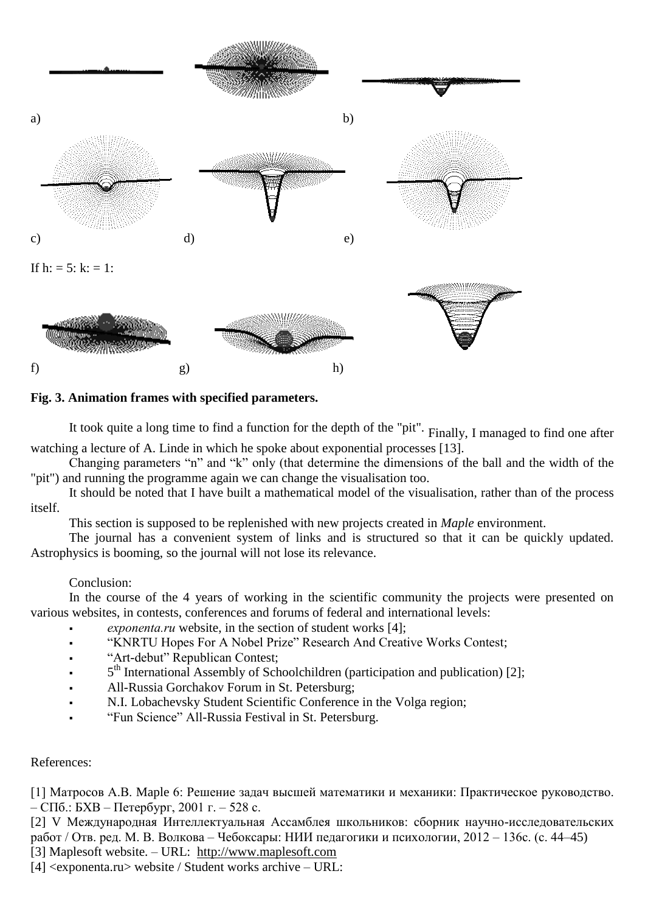a) b)

c) d) e)

If h: = 5: k: = 1:

f) g) h)

**Fig. 3. Animation frames with specified parameters.**

It took quite a long time to find a function for the depth of the "pit". Finally, I managed to find one after watching a lecture of A. Linde in which he spoke about exponential processes [13].

Changing parameters "n" and "k" only (that determine the dimensions of the ball and the width of the "pit") and running the programme again we can change the visualisation too.

It should be noted that I have built a mathematical model of the visualisation, rather than of the process itself.

This section is supposed to be replenished with new projects created in *Maple* environment.

The journal has a convenient system of links and is structured so that it can be quickly updated. Astrophysics is booming, so the journal will not lose its relevance.

Conclusion:

In the course of the 4 years of working in the scientific community the projects were presented on various websites, in contests, conferences and forums of federal and international levels:

- *exponenta.ru* website, in the section of student works [4];
- "KNRTU Hopes For A Nobel Prize" Research And Creative Works Contest;
- "Art-debut" Republican Contest;
- 5th International Assembly of Schoolchildren (participation and publication) [2];
- All-Russia Gorchakov Forum in St. Petersburg;
- N.I. Lobachevsky Student Scientific Conference in the Volga region;
- "Fun Science" All-Russia Festival in St. Petersburg.

References:

[1] Матросов А.В. Maple 6: Решение задач высшей математики и механики: Практическое руководство. – СПб.: БХВ – Петербург, 2001 г. – 528 с.

[2] V Международная Интеллектуальная Ассамблея школьников: сборник научно-исследовательских работ / Отв. ред. М. В. Волкова – Чебоксары: НИИ педагогики и психологии, 2012 – 136с. (с. 44–45)

[3] Maplesoft website. – URL: http://www.maplesoft.com

[4] <exponenta.ru> website / Student works archive – URL: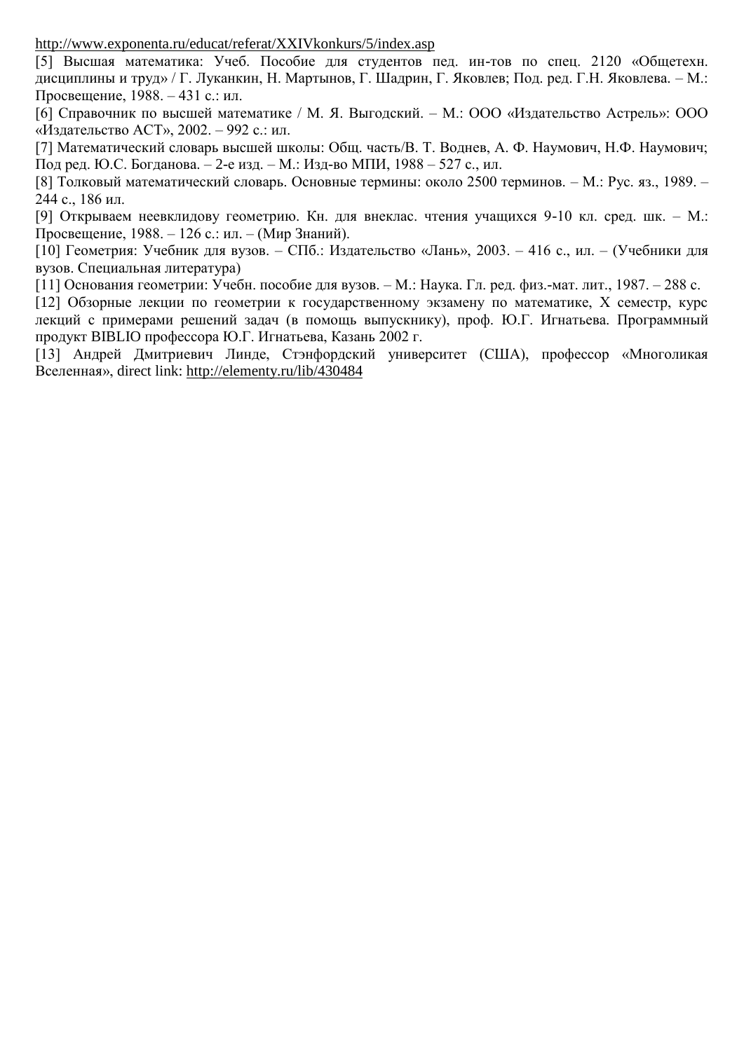http://www.exponenta.ru/educat/referat/XXIVkonkurs/5/index.asp

[5] Высшая математика: Учеб. Пособие для студентов пед. ин-тов по спец. 2120 «Общетехн. дисциплины и труд» / Г. Луканкин, Н. Мартынов, Г. Шадрин, Г. Яковлев; Под. ред. Г.Н. Яковлева. – М.: Просвещение, 1988. – 431 с.: ил.

[6] Справочник по высшей математике / М. Я. Выгодский. – М.: ООО «Издательство Астрель»: ООО «Издательство АСТ», 2002. – 992 с.: ил.

[7] Математический словарь высшей школы: Общ. часть/В. Т. Воднев, А. Ф. Наумович, Н.Ф. Наумович; Под ред. Ю.С. Богданова. – 2-е изд. – М.: Изд-во МПИ, 1988 – 527 с., ил.

[8] Толковый математический словарь. Основные термины: около 2500 терминов. – М.: Рус. яз., 1989. – 244 с., 186 ил.

[9] Открываем неевклидову геометрию. Кн. для внеклас. чтения учащихся 9-10 кл. сред. шк. – М.: Просвещение, 1988. – 126 с.: ил. – (Мир Знаний).

[10] Геометрия: Учебник для вузов. – СПб.: Издательство «Лань», 2003. – 416 с., ил. – (Учебники для вузов. Специальная литература)

[11] Основания геометрии: Учебн. пособие для вузов. – М.: Наука. Гл. ред. физ.-мат. лит., 1987. – 288 с.

[12] Обзорные лекции по геометрии к государственному экзамену по математике, X семестр, курс лекций с примерами решений задач (в помощь выпускнику), проф. Ю.Г. Игнатьева. Программный продукт BIBLIO профессора Ю.Г. Игнатьева, Казань 2002 г.

[13] Андрей Дмитриевич Линде, Стэнфордский университет (США), профессор «Многоликая Вселенная», direct link: http://elementy.ru/lib/430484